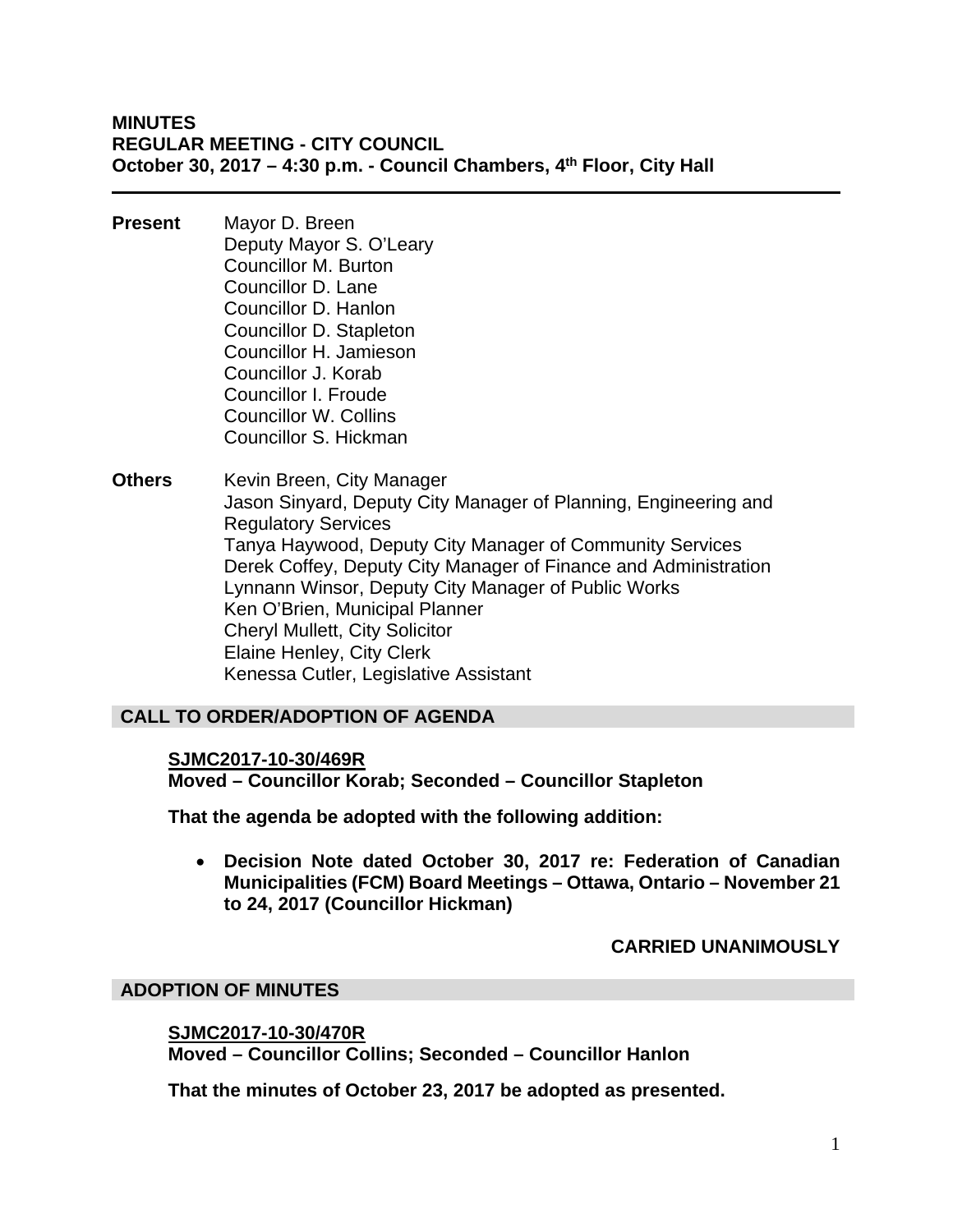**MINUTES**
**REGULAR MEETING - CITY COUNCIL**
**October 30, 2017 – 4:30 p.m. - Council Chambers, 4th Floor, City Hall**

---

**Present** Mayor D. Breen
Deputy Mayor S. O'Leary
Councillor M. Burton
Councillor D. Lane
Councillor D. Hanlon
Councillor D. Stapleton
Councillor H. Jamieson
Councillor J. Korab
Councillor I. Froude
Councillor W. Collins
Councillor S. Hickman

**Others** Kevin Breen, City Manager
Jason Sinyard, Deputy City Manager of Planning, Engineering and Regulatory Services
Tanya Haywood, Deputy City Manager of Community Services
Derek Coffey, Deputy City Manager of Finance and Administration
Lynnann Winsor, Deputy City Manager of Public Works
Ken O'Brien, Municipal Planner
Cheryl Mullett, City Solicitor
Elaine Henley, City Clerk
Kenessa Cutler, Legislative Assistant

## CALL TO ORDER/ADOPTION OF AGENDA

**SJMC2017-10-30/469R**
**Moved – Councillor Korab; Seconded – Councillor Stapleton**

**That the agenda be adopted with the following addition:**

- **Decision Note dated October 30, 2017 re: Federation of Canadian Municipalities (FCM) Board Meetings – Ottawa, Ontario – November 21 to 24, 2017 (Councillor Hickman)**

**CARRIED UNANIMOUSLY**

## ADOPTION OF MINUTES

**SJMC2017-10-30/470R**
**Moved – Councillor Collins; Seconded – Councillor Hanlon**

**That the minutes of October 23, 2017 be adopted as presented.**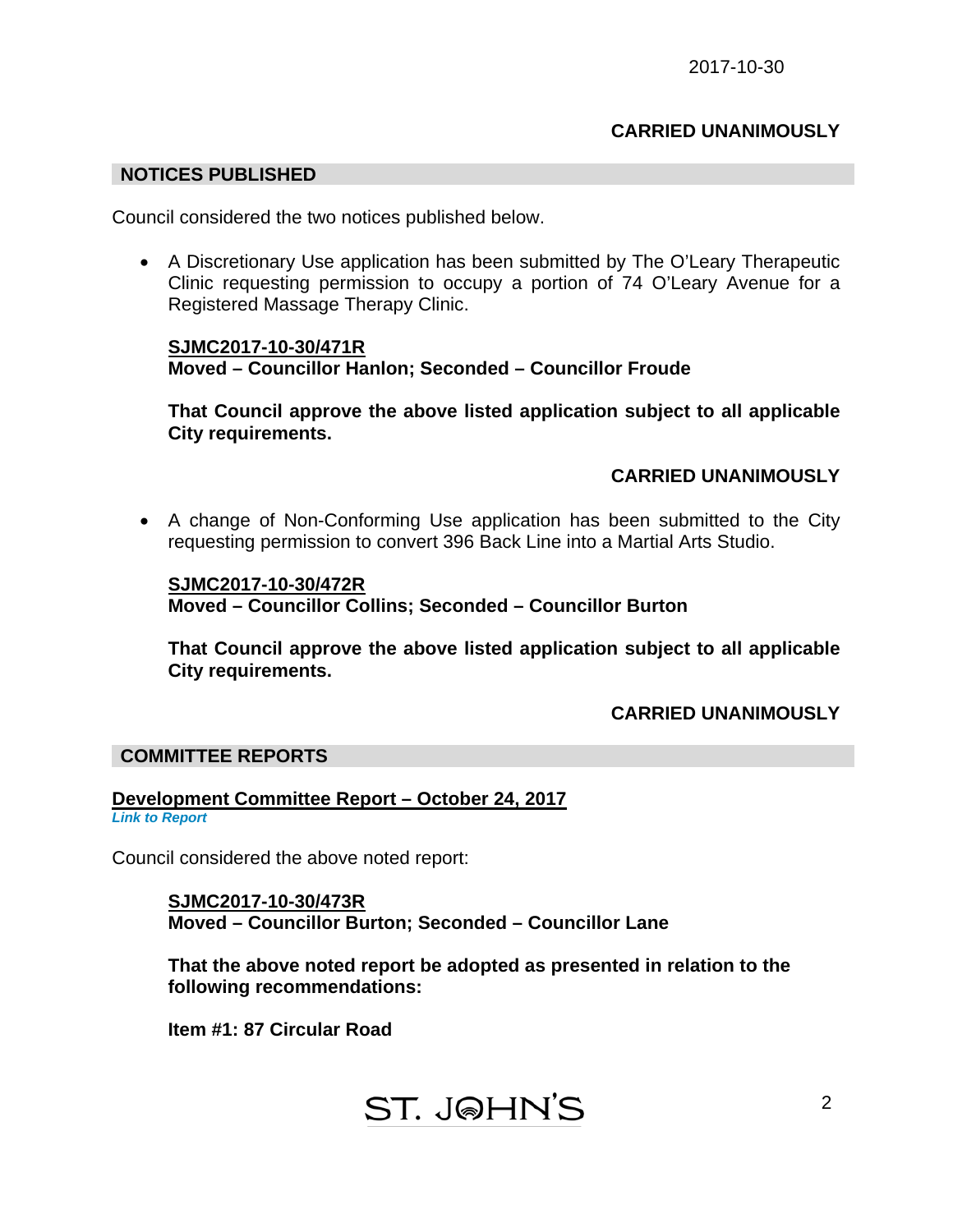**CARRIED UNANIMOUSLY**

## NOTICES PUBLISHED

Council considered the two notices published below.

- A Discretionary Use application has been submitted by The O'Leary Therapeutic Clinic requesting permission to occupy a portion of 74 O'Leary Avenue for a Registered Massage Therapy Clinic.

  **SJMC2017-10-30/471R**
  **Moved – Councillor Hanlon; Seconded – Councillor Froude**

  **That Council approve the above listed application subject to all applicable City requirements.**

  **CARRIED UNANIMOUSLY**

- A change of Non-Conforming Use application has been submitted to the City requesting permission to convert 396 Back Line into a Martial Arts Studio.

  **SJMC2017-10-30/472R**
  **Moved – Councillor Collins; Seconded – Councillor Burton**

  **That Council approve the above listed application subject to all applicable City requirements.**

  **CARRIED UNANIMOUSLY**

## COMMITTEE REPORTS

### Development Committee Report – October 24, 2017

***Link to Report***

Council considered the above noted report:

**SJMC2017-10-30/473R**
**Moved – Councillor Burton; Seconded – Councillor Lane**

**That the above noted report be adopted as presented in relation to the following recommendations:**

**Item #1: 87 Circular Road**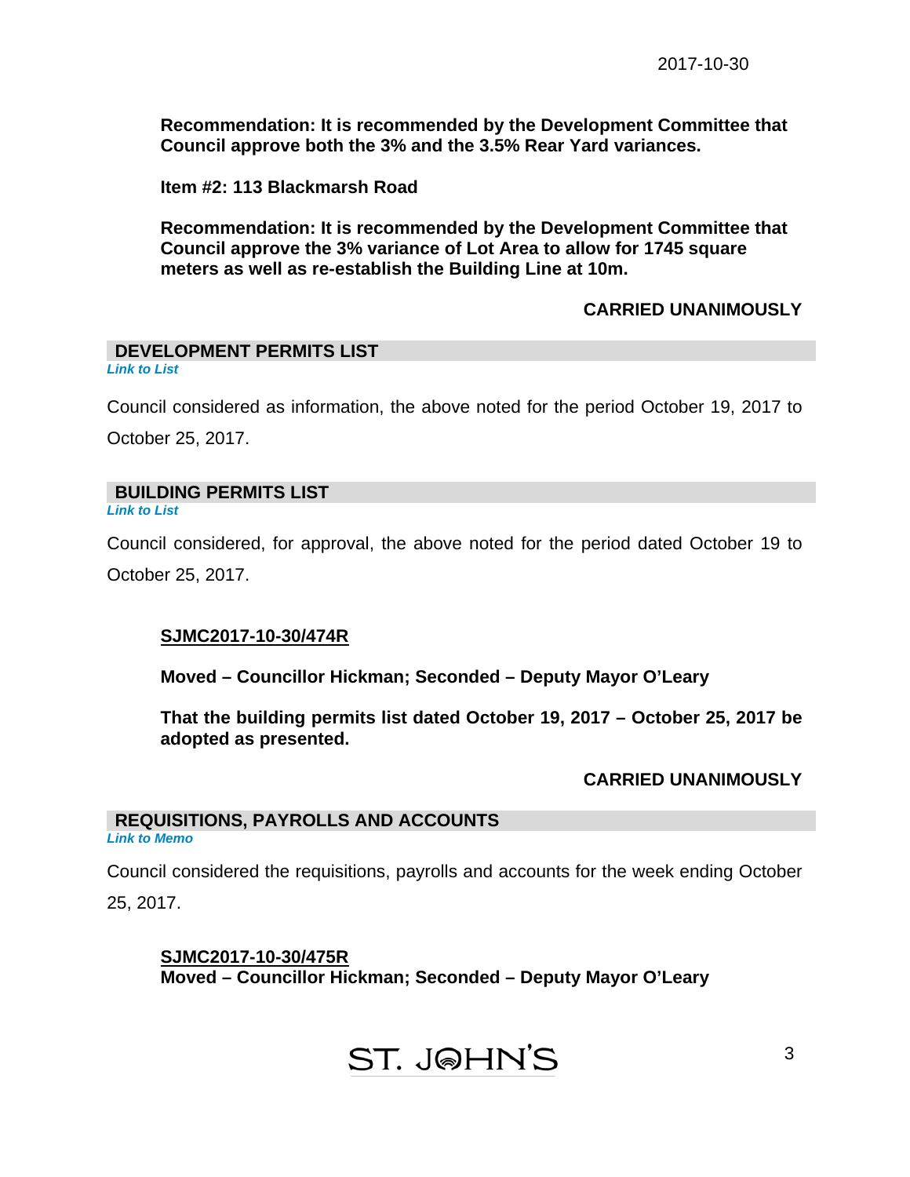**Recommendation: It is recommended by the Development Committee that Council approve both the 3% and the 3.5% Rear Yard variances.**

**Item #2: 113 Blackmarsh Road**

**Recommendation: It is recommended by the Development Committee that Council approve the 3% variance of Lot Area to allow for 1745 square meters as well as re-establish the Building Line at 10m.**

**CARRIED UNANIMOUSLY**

## DEVELOPMENT PERMITS LIST

***Link to List***

Council considered as information, the above noted for the period October 19, 2017 to October 25, 2017.

## BUILDING PERMITS LIST

***Link to List***

Council considered, for approval, the above noted for the period dated October 19 to October 25, 2017.

**SJMC2017-10-30/474R**

**Moved – Councillor Hickman; Seconded – Deputy Mayor O'Leary**

**That the building permits list dated October 19, 2017 – October 25, 2017 be adopted as presented.**

**CARRIED UNANIMOUSLY**

## REQUISITIONS, PAYROLLS AND ACCOUNTS

***Link to Memo***

Council considered the requisitions, payrolls and accounts for the week ending October 25, 2017.

**SJMC2017-10-30/475R**
**Moved – Councillor Hickman; Seconded – Deputy Mayor O'Leary**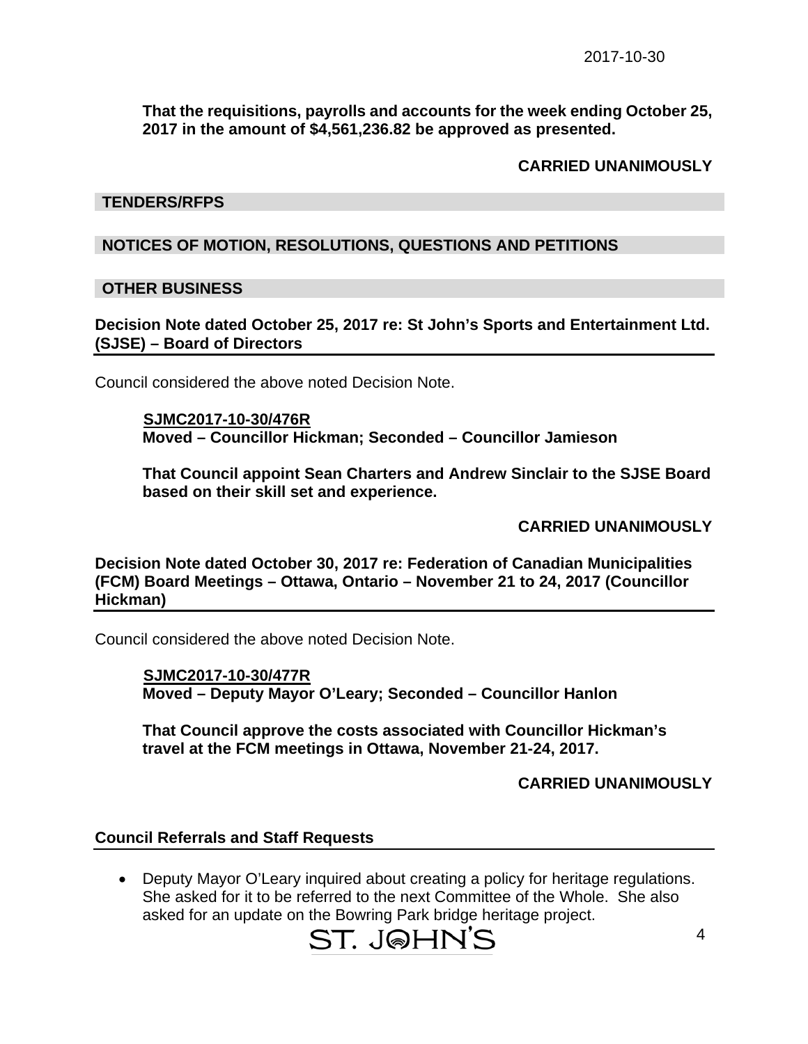**That the requisitions, payrolls and accounts for the week ending October 25, 2017 in the amount of $4,561,236.82 be approved as presented.**

**CARRIED UNANIMOUSLY**

## TENDERS/RFPS

## NOTICES OF MOTION, RESOLUTIONS, QUESTIONS AND PETITIONS

## OTHER BUSINESS

### Decision Note dated October 25, 2017 re: St John's Sports and Entertainment Ltd. (SJSE) – Board of Directors

Council considered the above noted Decision Note.

**SJMC2017-10-30/476R**
**Moved – Councillor Hickman; Seconded – Councillor Jamieson**

**That Council appoint Sean Charters and Andrew Sinclair to the SJSE Board based on their skill set and experience.**

**CARRIED UNANIMOUSLY**

### Decision Note dated October 30, 2017 re: Federation of Canadian Municipalities (FCM) Board Meetings – Ottawa, Ontario – November 21 to 24, 2017 (Councillor Hickman)

Council considered the above noted Decision Note.

**SJMC2017-10-30/477R**
**Moved – Deputy Mayor O'Leary; Seconded – Councillor Hanlon**

**That Council approve the costs associated with Councillor Hickman's travel at the FCM meetings in Ottawa, November 21-24, 2017.**

**CARRIED UNANIMOUSLY**

### Council Referrals and Staff Requests

- Deputy Mayor O'Leary inquired about creating a policy for heritage regulations. She asked for it to be referred to the next Committee of the Whole. She also asked for an update on the Bowring Park bridge heritage project.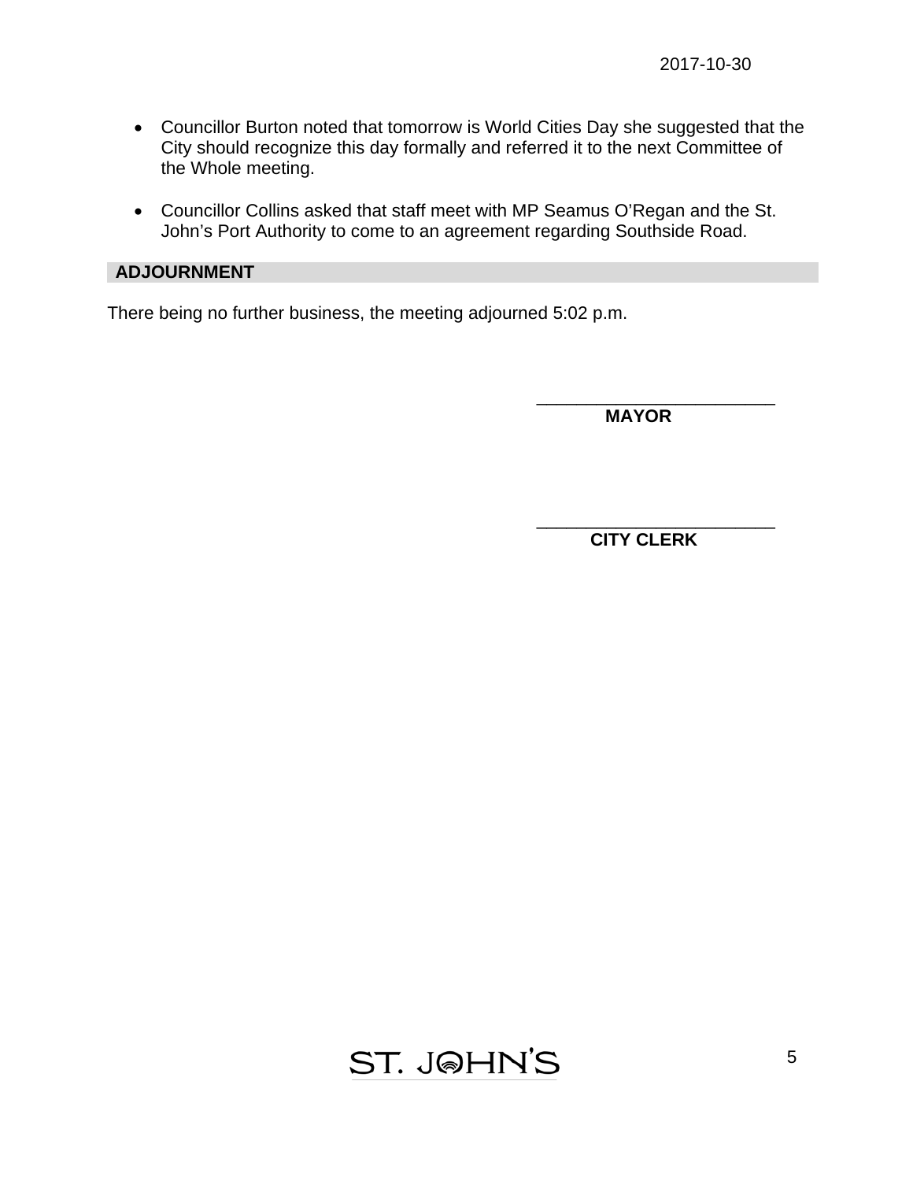- Councillor Burton noted that tomorrow is World Cities Day she suggested that the City should recognize this day formally and referred it to the next Committee of the Whole meeting.

- Councillor Collins asked that staff meet with MP Seamus O'Regan and the St. John's Port Authority to come to an agreement regarding Southside Road.

## ADJOURNMENT

There being no further business, the meeting adjourned 5:02 p.m.

\_\_\_\_\_\_\_\_\_\_\_\_\_\_\_\_\_\_\_\_\_\_\_\_\_\_

**MAYOR**

\_\_\_\_\_\_\_\_\_\_\_\_\_\_\_\_\_\_\_\_\_\_\_\_\_\_

**CITY CLERK**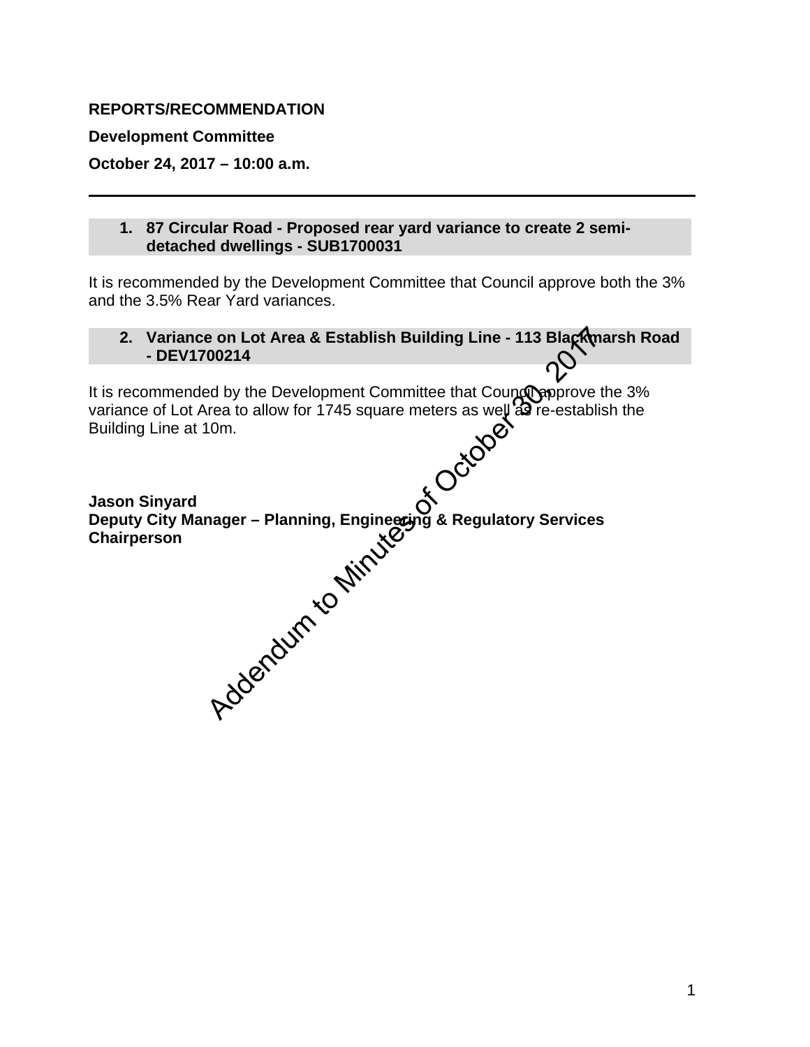**REPORTS/RECOMMENDATION**

**Development Committee**

**October 24, 2017 – 10:00 a.m.**

---

**1. 87 Circular Road - Proposed rear yard variance to create 2 semi-detached dwellings - SUB1700031**

It is recommended by the Development Committee that Council approve both the 3% and the 3.5% Rear Yard variances.

**2. Variance on Lot Area & Establish Building Line - 113 Blackmarsh Road - DEV1700214**

It is recommended by the Development Committee that Council approve the 3% variance of Lot Area to allow for 1745 square meters as well as re-establish the Building Line at 10m.

**Jason Sinyard**
**Deputy City Manager – Planning, Engineering & Regulatory Services**
**Chairperson**

Addendum to Minutes of October 30, 2017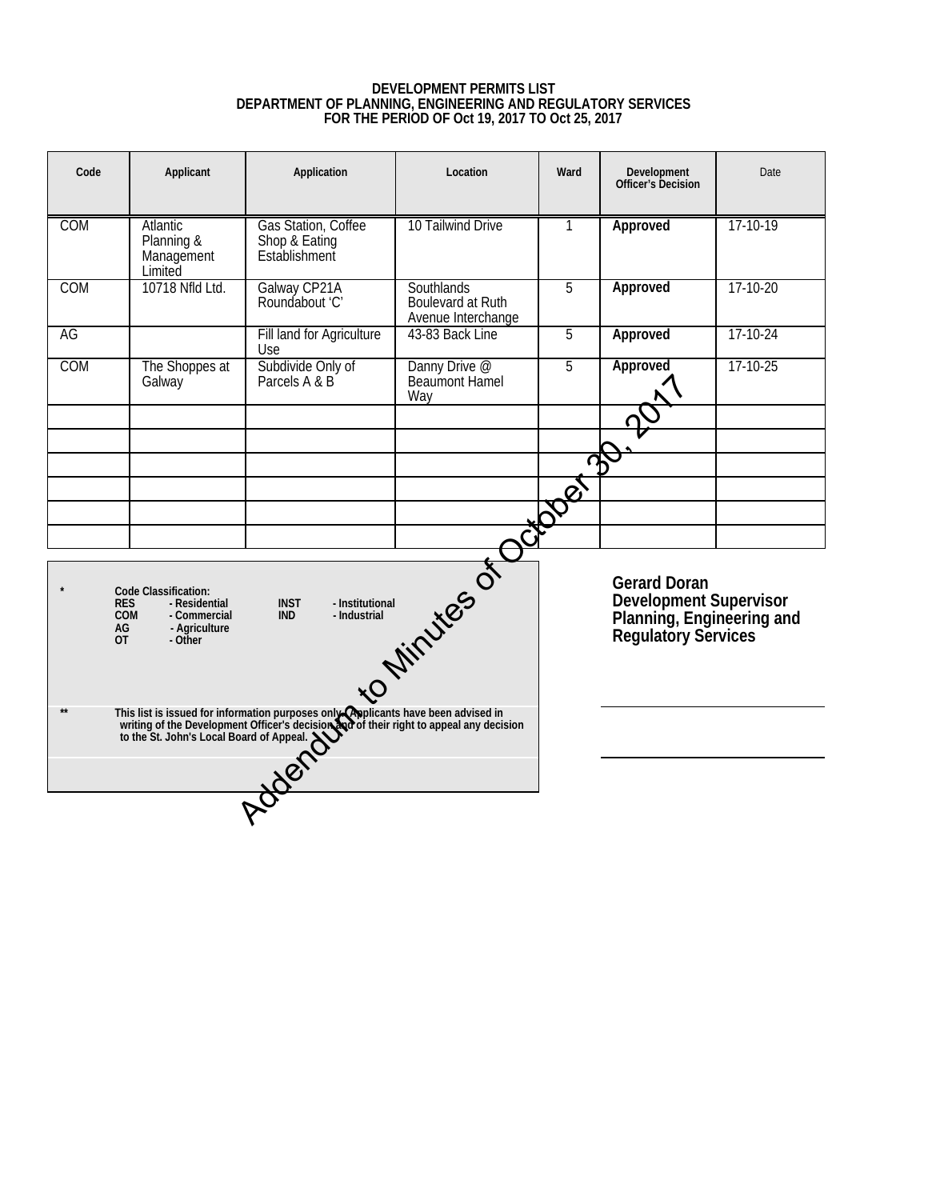# DEVELOPMENT PERMITS LIST
## DEPARTMENT OF PLANNING, ENGINEERING AND REGULATORY SERVICES
## FOR THE PERIOD OF Oct 19, 2017 TO Oct 25, 2017

| Code | Applicant | Application | Location | Ward | Development Officer's Decision | Date |
|---|---|---|---|---|---|---|
| COM | Atlantic Planning & Management Limited | Gas Station, Coffee Shop & Eating Establishment | 10 Tailwind Drive | 1 | **Approved** | 17-10-19 |
| COM | 10718 Nfld Ltd. | Galway CP21A Roundabout 'C' | Southlands Boulevard at Ruth Avenue Interchange | 5 | **Approved** | 17-10-20 |
| AG | | Fill land for Agriculture Use | 43-83 Back Line | 5 | **Approved** | 17-10-24 |
| COM | The Shoppes at Galway | Subdivide Only of Parcels A & B | Danny Drive @ Beaumont Hamel Way | 5 | **Approved** | 17-10-25 |
| | | | | | | |
| | | | | | | |
| | | | | | | |
| | | | | | | |
| | | | | | | |
| | | | | | | |

Addendum to Minutes of October 30, 2017

\* **Code Classification:**
**RES** - Residential
**COM** - Commercial
**AG** - Agriculture
**OT** - Other
**INST** - Institutional
**IND** - Industrial

\*\* **This list is issued for information purposes only. Applicants have been advised in writing of the Development Officer's decision and of their right to appeal any decision to the St. John's Local Board of Appeal.**

**Gerard Doran**
**Development Supervisor**
**Planning, Engineering and Regulatory Services**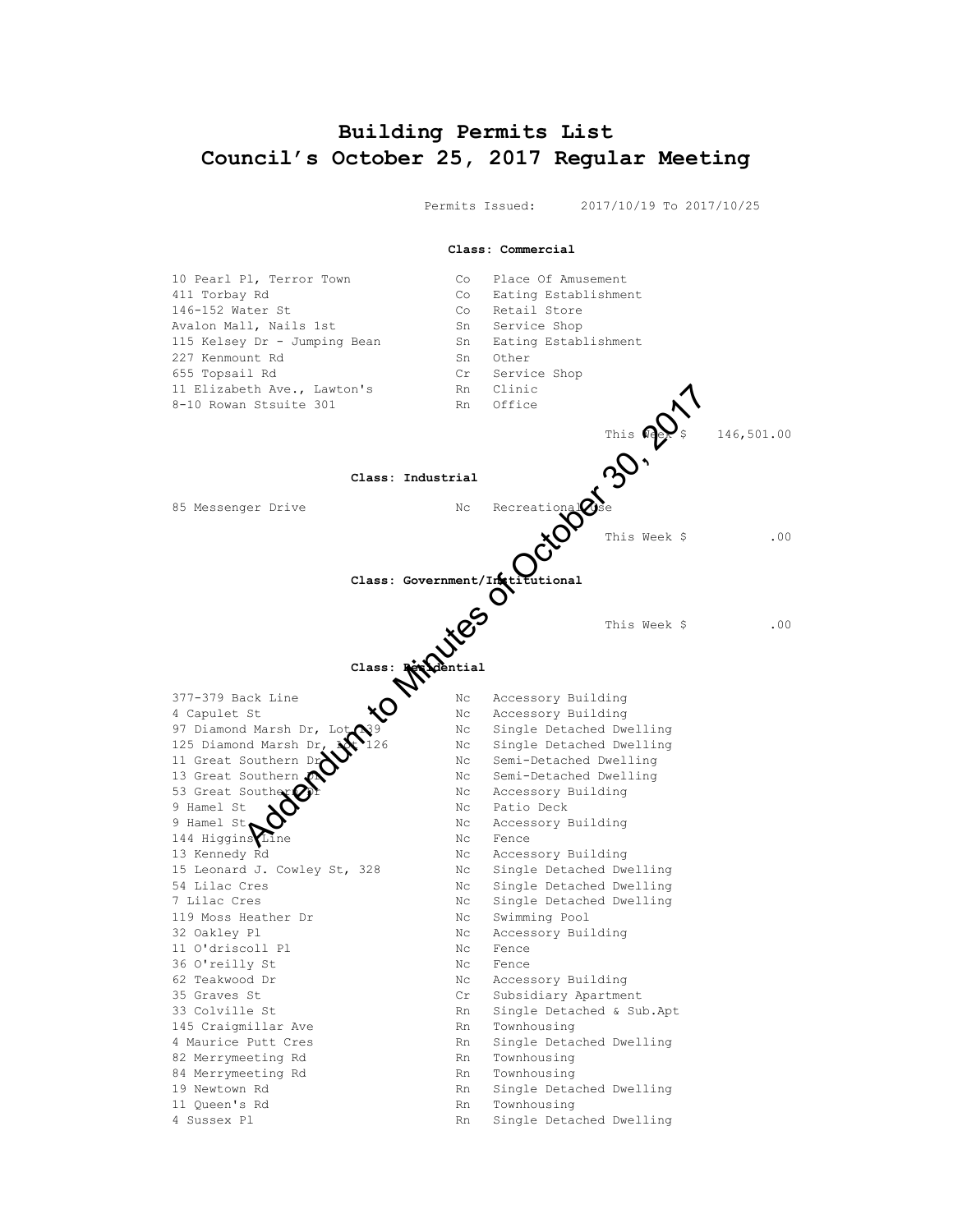# Building Permits List
# Council's October 25, 2017 Regular Meeting

Permits Issued: 2017/10/19 To 2017/10/25

**Class: Commercial**

| | | |
|---|---|---|
| 10 Pearl Pl, Terror Town | Co | Place Of Amusement |
| 411 Torbay Rd | Co | Eating Establishment |
| 146-152 Water St | Co | Retail Store |
| Avalon Mall, Nails 1st | Sn | Service Shop |
| 115 Kelsey Dr - Jumping Bean | Sn | Eating Establishment |
| 227 Kenmount Rd | Sn | Other |
| 655 Topsail Rd | Cr | Service Shop |
| 11 Elizabeth Ave., Lawton's | Rn | Clinic |
| 8-10 Rowan Stsuite 301 | Rn | Office |

This Week $ 146,501.00

**Class: Industrial**

| | | |
|---|---|---|
| 85 Messenger Drive | Nc | Recreational Use |

This Week $ .00

**Class: Government/Institutional**

This Week $ .00

**Class: Residential**

| | | |
|---|---|---|
| 377-379 Back Line | Nc | Accessory Building |
| 4 Capulet St | Nc | Accessory Building |
| 97 Diamond Marsh Dr, Lot 139 | Nc | Single Detached Dwelling |
| 125 Diamond Marsh Dr, Lot 126 | Nc | Single Detached Dwelling |
| 11 Great Southern Dr | Nc | Semi-Detached Dwelling |
| 13 Great Southern Dr | Nc | Semi-Detached Dwelling |
| 53 Great Southern Dr | Nc | Accessory Building |
| 9 Hamel St | Nc | Patio Deck |
| 9 Hamel St | Nc | Accessory Building |
| 144 Higgins Line | Nc | Fence |
| 13 Kennedy Rd | Nc | Accessory Building |
| 15 Leonard J. Cowley St, 328 | Nc | Single Detached Dwelling |
| 54 Lilac Cres | Nc | Single Detached Dwelling |
| 7 Lilac Cres | Nc | Single Detached Dwelling |
| 119 Moss Heather Dr | Nc | Swimming Pool |
| 32 Oakley Pl | Nc | Accessory Building |
| 11 O'driscoll Pl | Nc | Fence |
| 36 O'reilly St | Nc | Fence |
| 62 Teakwood Dr | Nc | Accessory Building |
| 35 Graves St | Cr | Subsidiary Apartment |
| 33 Colville St | Rn | Single Detached & Sub.Apt |
| 145 Craigmillar Ave | Rn | Townhousing |
| 4 Maurice Putt Cres | Rn | Single Detached Dwelling |
| 82 Merrymeeting Rd | Rn | Townhousing |
| 84 Merrymeeting Rd | Rn | Townhousing |
| 19 Newtown Rd | Rn | Single Detached Dwelling |
| 11 Queen's Rd | Rn | Townhousing |
| 4 Sussex Pl | Rn | Single Detached Dwelling |

Addendum to Minutes of October 30, 2017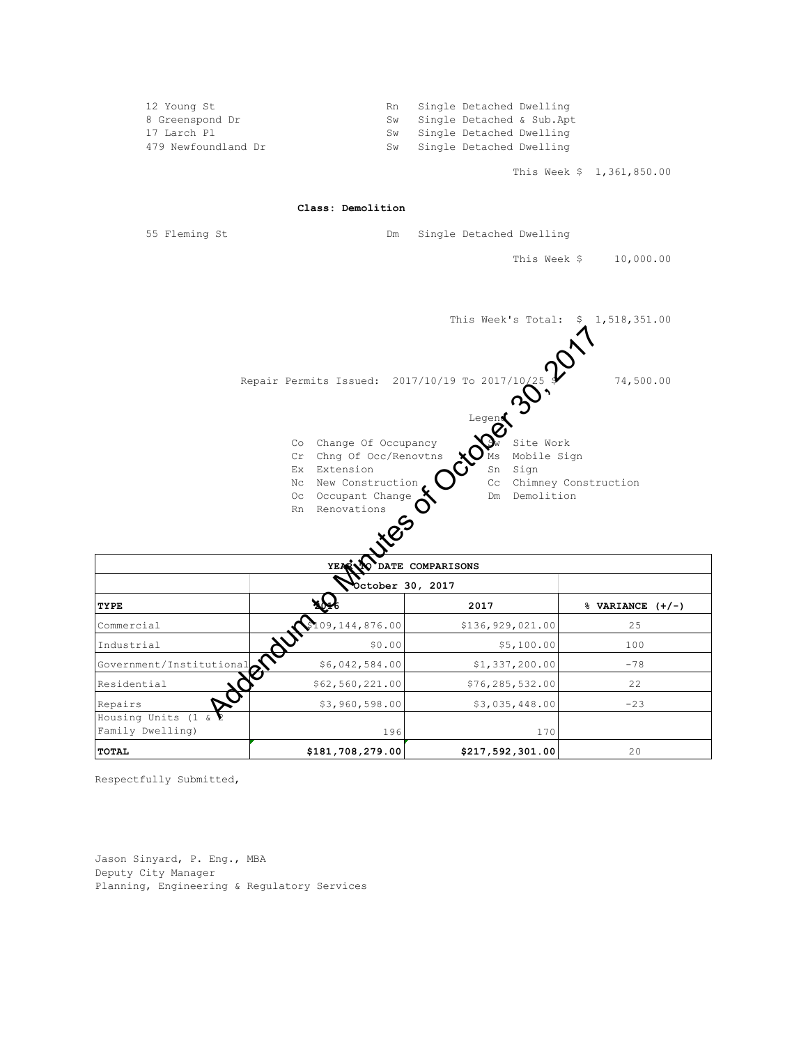| | | |
|---|---|---|
| 12 Young St | Rn | Single Detached Dwelling |
| 8 Greenspond Dr | Sw | Single Detached & Sub.Apt |
| 17 Larch Pl | Sw | Single Detached Dwelling |
| 479 Newfoundland Dr | Sw | Single Detached Dwelling |

This Week $ 1,361,850.00

**Class: Demolition**

| | | |
|---|---|---|
| 55 Fleming St | Dm | Single Detached Dwelling |

This Week $ 10,000.00

This Week's Total: $ 1,518,351.00

Repair Permits Issued: 2017/10/19 To 2017/10/25 $ 74,500.00

Legend

| | | | |
|---|---|---|---|
| Co | Change Of Occupancy | Sw | Site Work |
| Cr | Chng Of Occ/Renovtns | Ms | Mobile Sign |
| Ex | Extension | Sn | Sign |
| Nc | New Construction | Cc | Chimney Construction |
| Oc | Occupant Change | Dm | Demolition |
| Rn | Renovations | | |

| YEAR TO DATE COMPARISONS | | | |
|---|---|---|---|
| | October 30, 2017 | | |
| **TYPE** | **2016** | **2017** | **% VARIANCE (+/-)** |
| Commercial | $109,144,876.00 | $136,929,021.00 | 25 |
| Industrial | $0.00 | $5,100.00 | 100 |
| Government/Institutional | $6,042,584.00 | $1,337,200.00 | -78 |
| Residential | $62,560,221.00 | $76,285,532.00 | 22 |
| Repairs | $3,960,598.00 | $3,035,448.00 | -23 |
| Housing Units (1 & 2 Family Dwelling) | 196 | 170 | |
| **TOTAL** | **$181,708,279.00** | **$217,592,301.00** | 20 |

Respectfully Submitted,

Jason Sinyard, P. Eng., MBA
Deputy City Manager
Planning, Engineering & Regulatory Services

Addendum to Minutes of October 30, 2017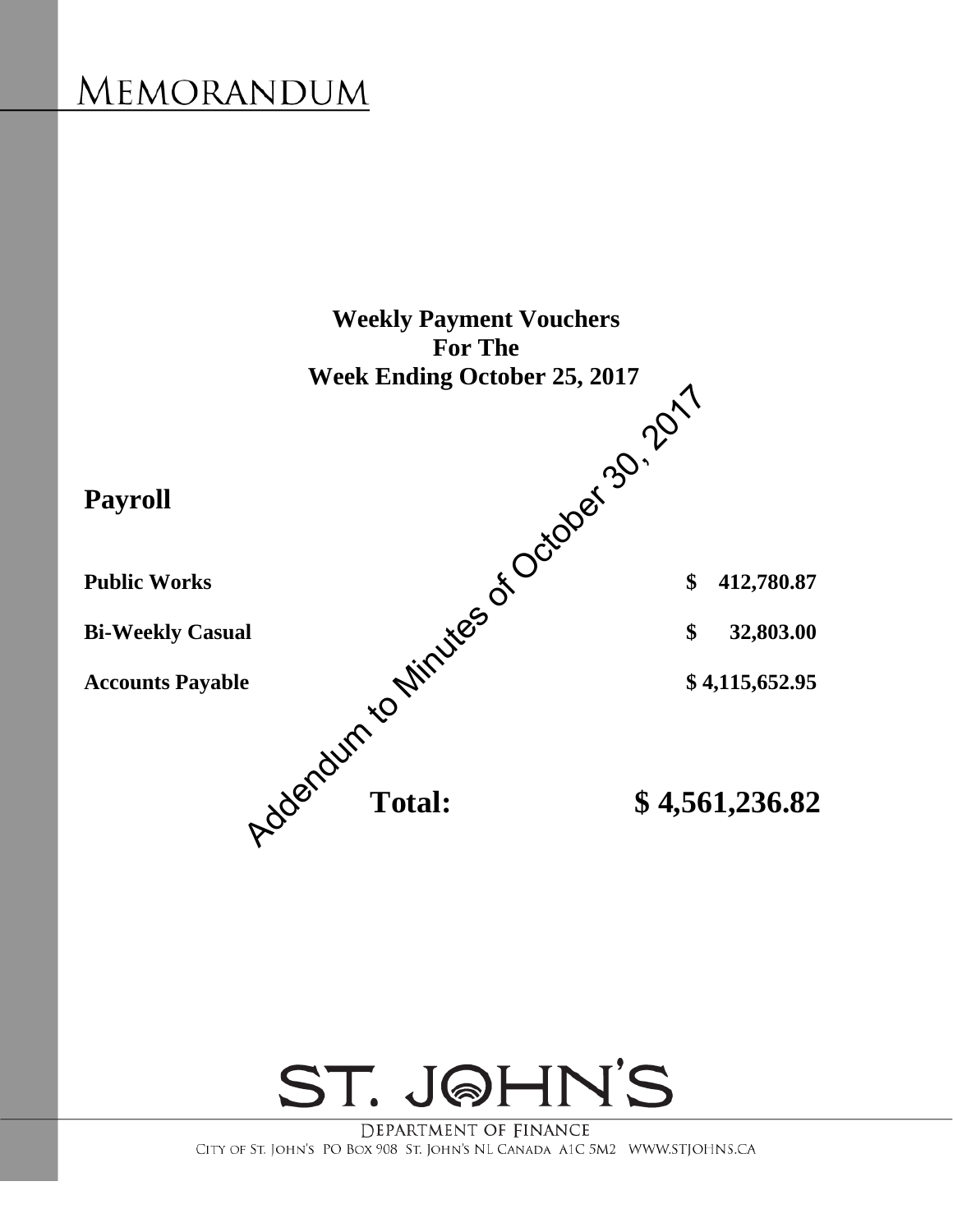# MEMORANDUM

**Weekly Payment Vouchers**
**For The**
**Week Ending October 25, 2017**

Addendum to Minutes of October 30, 2017

## Payroll

| | |
|---|---|
| **Public Works** | **$ 412,780.87** |
| **Bi-Weekly Casual** | **$ 32,803.00** |
| **Accounts Payable** | **$ 4,115,652.95** |
| **Total:** | **$ 4,561,236.82** |

ST. JOHN'S

DEPARTMENT OF FINANCE
CITY OF ST. JOHN'S PO BOX 908 ST. JOHN'S NL CANADA A1C 5M2 WWW.STJOHNS.CA